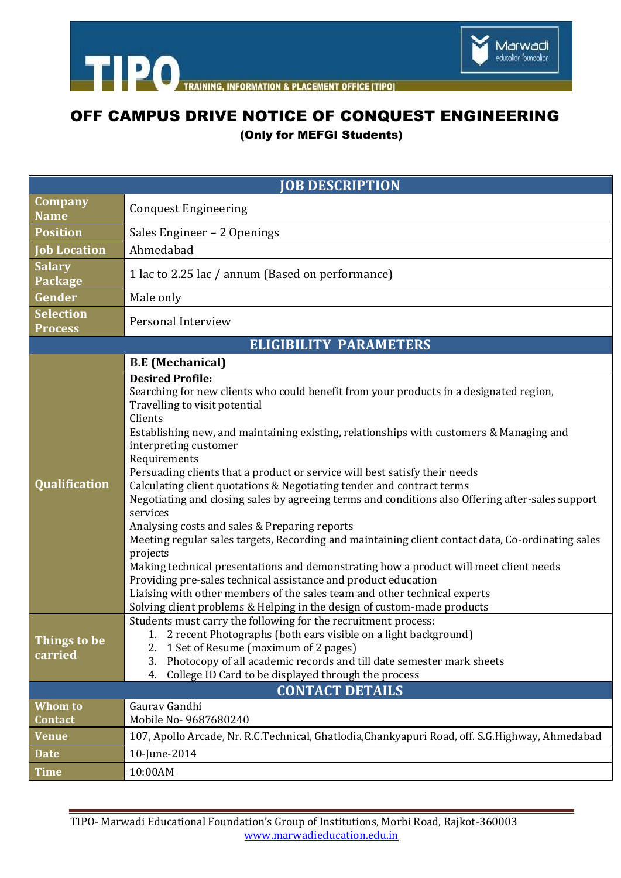TIPO TRAINING, INFORMATION & PLACEMENT OFFICE [TIPO]

Marwadi education foundation

# OFF CAMPUS DRIVE NOTICE OF CONQUEST ENGINEERING

**(Only for MEFGI Students)**

| JOB DESCRIPTION | |
|---|---|
| **Company Name** | Conquest Engineering |
| **Position** | Sales Engineer – 2 Openings |
| **Job Location** | Ahmedabad |
| **Salary Package** | 1 lac to 2.25 lac / annum (Based on performance) |
| **Gender** | Male only |
| **Selection Process** | Personal Interview |
| **ELIGIBILITY PARAMETERS** | |
| **Qualification** | **B.E (Mechanical)**<br>**Desired Profile:**<br>Searching for new clients who could benefit from your products in a designated region, Travelling to visit potential Clients<br>Establishing new, and maintaining existing, relationships with customers & Managing and interpreting customer Requirements<br>Persuading clients that a product or service will best satisfy their needs<br>Calculating client quotations & Negotiating tender and contract terms<br>Negotiating and closing sales by agreeing terms and conditions also Offering after-sales support services<br>Analysing costs and sales & Preparing reports<br>Meeting regular sales targets, Recording and maintaining client contact data, Co-ordinating sales projects<br>Making technical presentations and demonstrating how a product will meet client needs<br>Providing pre-sales technical assistance and product education<br>Liaising with other members of the sales team and other technical experts<br>Solving client problems & Helping in the design of custom-made products |
| **Things to be carried** | Students must carry the following for the recruitment process:<br>1. 2 recent Photographs (both ears visible on a light background)<br>2. 1 Set of Resume (maximum of 2 pages)<br>3. Photocopy of all academic records and till date semester mark sheets<br>4. College ID Card to be displayed through the process |
| **CONTACT DETAILS** | |
| **Whom to Contact** | Gaurav Gandhi<br>Mobile No- 9687680240 |
| **Venue** | 107, Apollo Arcade, Nr. R.C.Technical, Ghatlodia,Chankyapuri Road, off. S.G.Highway, Ahmedabad |
| **Date** | 10-June-2014 |
| **Time** | 10:00AM |

TIPO- Marwadi Educational Foundation's Group of Institutions, Morbi Road, Rajkot-360003
www.marwadieducation.edu.in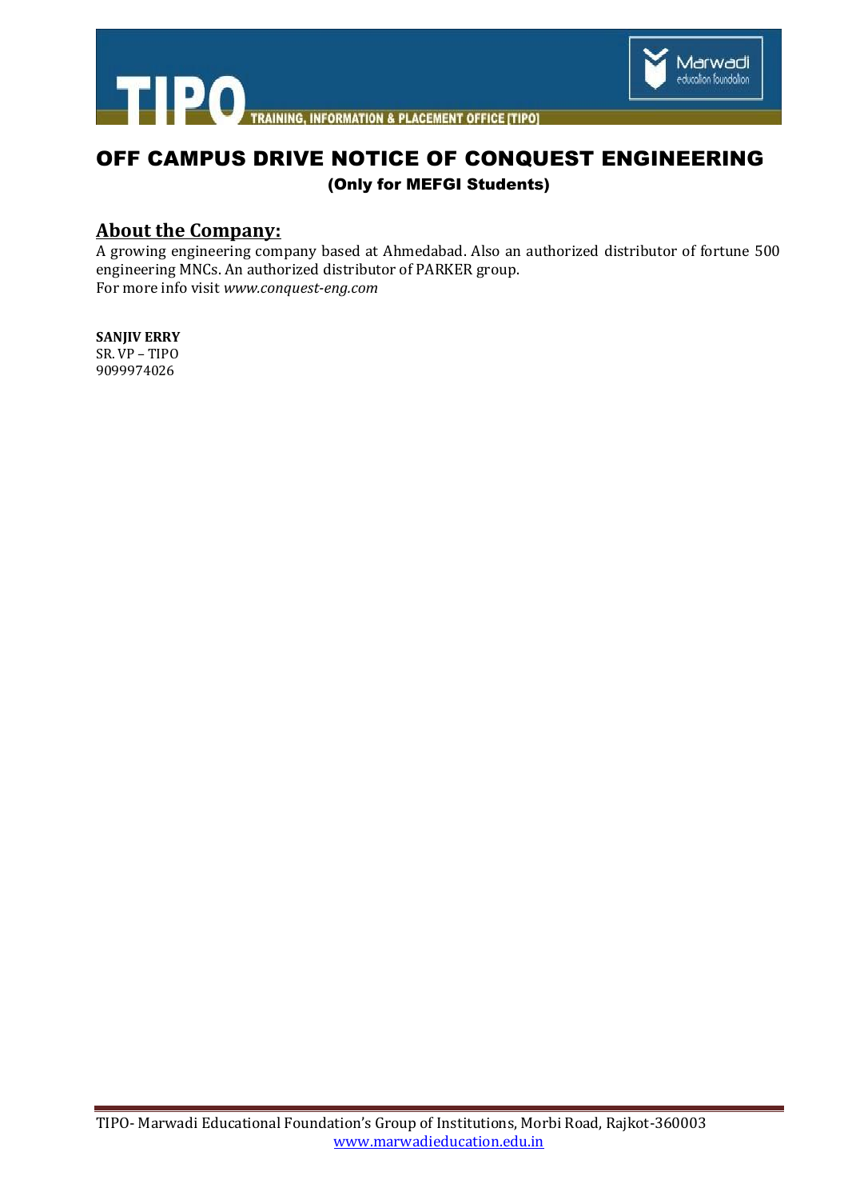# OFF CAMPUS DRIVE NOTICE OF CONQUEST ENGINEERING

### (Only for MEFGI Students)

## About the Company:

A growing engineering company based at Ahmedabad. Also an authorized distributor of fortune 500 engineering MNCs. An authorized distributor of PARKER group.
For more info visit *www.conquest-eng.com*

**SANJIV ERRY**
SR. VP – TIPO
9099974026